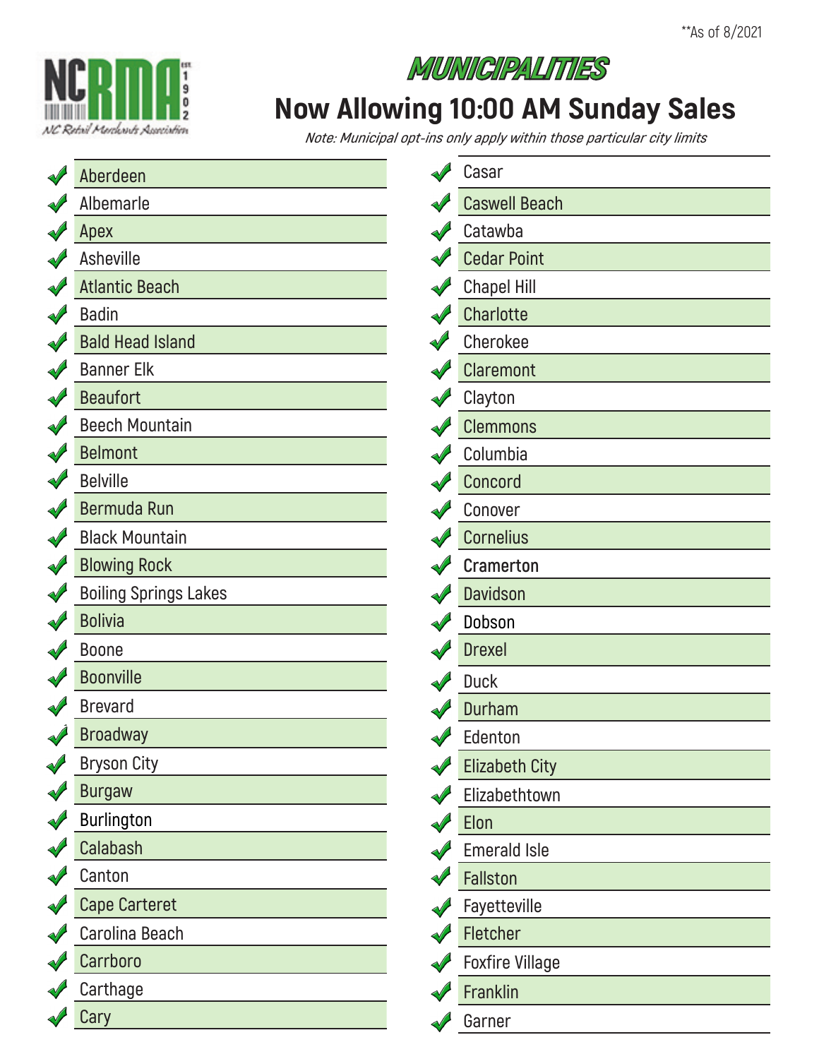**As of 8/2021

NCRMA EST. 1902 NC Retail Merchants Association

# MUNICIPALITIES

## Now Allowing 10:00 AM Sunday Sales

*Note: Municipal opt-ins only apply within those particular city limits*

- ✓ Aberdeen
- ✓ Albemarle
- ✓ Apex
- ✓ Asheville
- ✓ Atlantic Beach
- ✓ Badin
- ✓ Bald Head Island
- ✓ Banner Elk
- ✓ Beaufort
- ✓ Beech Mountain
- ✓ Belmont
- ✓ Belville
- ✓ Bermuda Run
- ✓ Black Mountain
- ✓ Blowing Rock
- ✓ Boiling Springs Lakes
- ✓ Bolivia
- ✓ Boone
- ✓ Boonville
- ✓ Brevard
- ✓ Broadway
- ✓ Bryson City
- ✓ Burgaw
- ✓ Burlington
- ✓ Calabash
- ✓ Canton
- ✓ Cape Carteret
- ✓ Carolina Beach
- ✓ Carrboro
- ✓ Carthage
- ✓ Cary
- ✓ Casar
- ✓ Caswell Beach
- ✓ Catawba
- ✓ Cedar Point
- ✓ Chapel Hill
- ✓ Charlotte
- ✓ Cherokee
- ✓ Claremont
- ✓ Clayton
- ✓ Clemmons
- ✓ Columbia
- ✓ Concord
- ✓ Conover
- ✓ Cornelius
- ✓ Cramerton
- ✓ Davidson
- ✓ Dobson
- ✓ Drexel
- ✓ Duck
- ✓ Durham
- ✓ Edenton
- ✓ Elizabeth City
- ✓ Elizabethtown
- ✓ Elon
- ✓ Emerald Isle
- ✓ Fallston
- ✓ Fayetteville
- ✓ Fletcher
- ✓ Foxfire Village
- ✓ Franklin
- ✓ Garner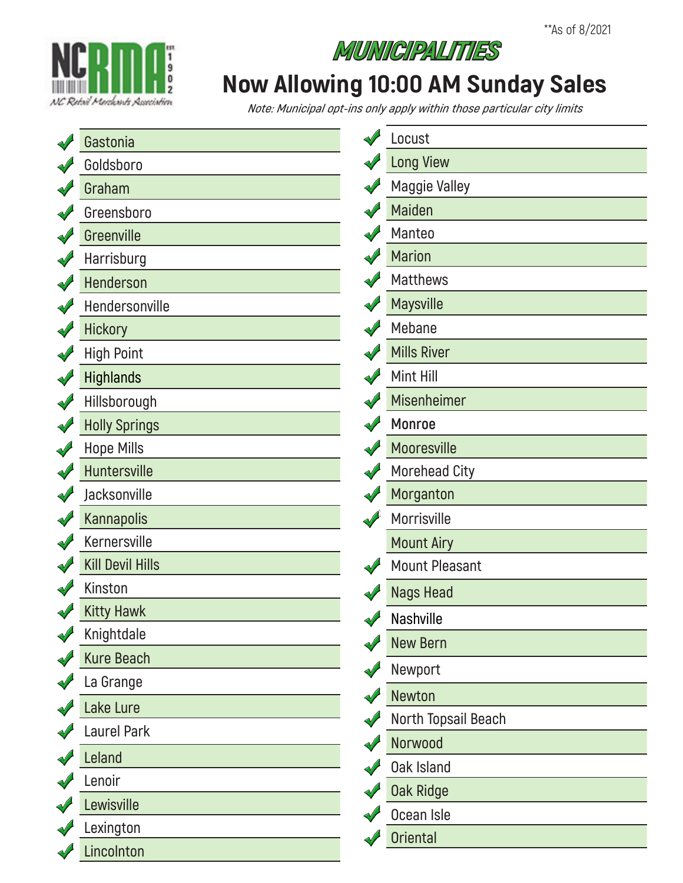**As of 8/2021

NCRMA EST. 1902 NC Retail Merchants Association

# MUNICIPALITIES

## Now Allowing 10:00 AM Sunday Sales

*Note: Municipal opt-ins only apply within those particular city limits*

- ✔ Gastonia
- ✔ Goldsboro
- ✔ Graham
- ✔ Greensboro
- ✔ Greenville
- ✔ Harrisburg
- ✔ Henderson
- ✔ Hendersonville
- ✔ Hickory
- ✔ High Point
- ✔ Highlands
- ✔ Hillsborough
- ✔ Holly Springs
- ✔ Hope Mills
- ✔ Huntersville
- ✔ Jacksonville
- ✔ Kannapolis
- ✔ Kernersville
- ✔ Kill Devil Hills
- ✔ Kinston
- ✔ Kitty Hawk
- ✔ Knightdale
- ✔ Kure Beach
- ✔ La Grange
- ✔ Lake Lure
- ✔ Laurel Park
- ✔ Leland
- ✔ Lenoir
- ✔ Lewisville
- ✔ Lexington
- ✔ Lincolnton
- ✔ Locust
- ✔ Long View
- ✔ Maggie Valley
- ✔ Maiden
- ✔ Manteo
- ✔ Marion
- ✔ Matthews
- ✔ Maysville
- ✔ Mebane
- ✔ Mills River
- ✔ Mint Hill
- ✔ Misenheimer
- ✔ Monroe
- ✔ Mooresville
- ✔ Morehead City
- ✔ Morganton
- ✔ Morrisville
- Mount Airy
- ✔ Mount Pleasant
- ✔ Nags Head
- ✔ Nashville
- ✔ New Bern
- ✔ Newport
- ✔ Newton
- ✔ North Topsail Beach
- ✔ Norwood
- ✔ Oak Island
- ✔ Oak Ridge
- ✔ Ocean Isle
- ✔ Oriental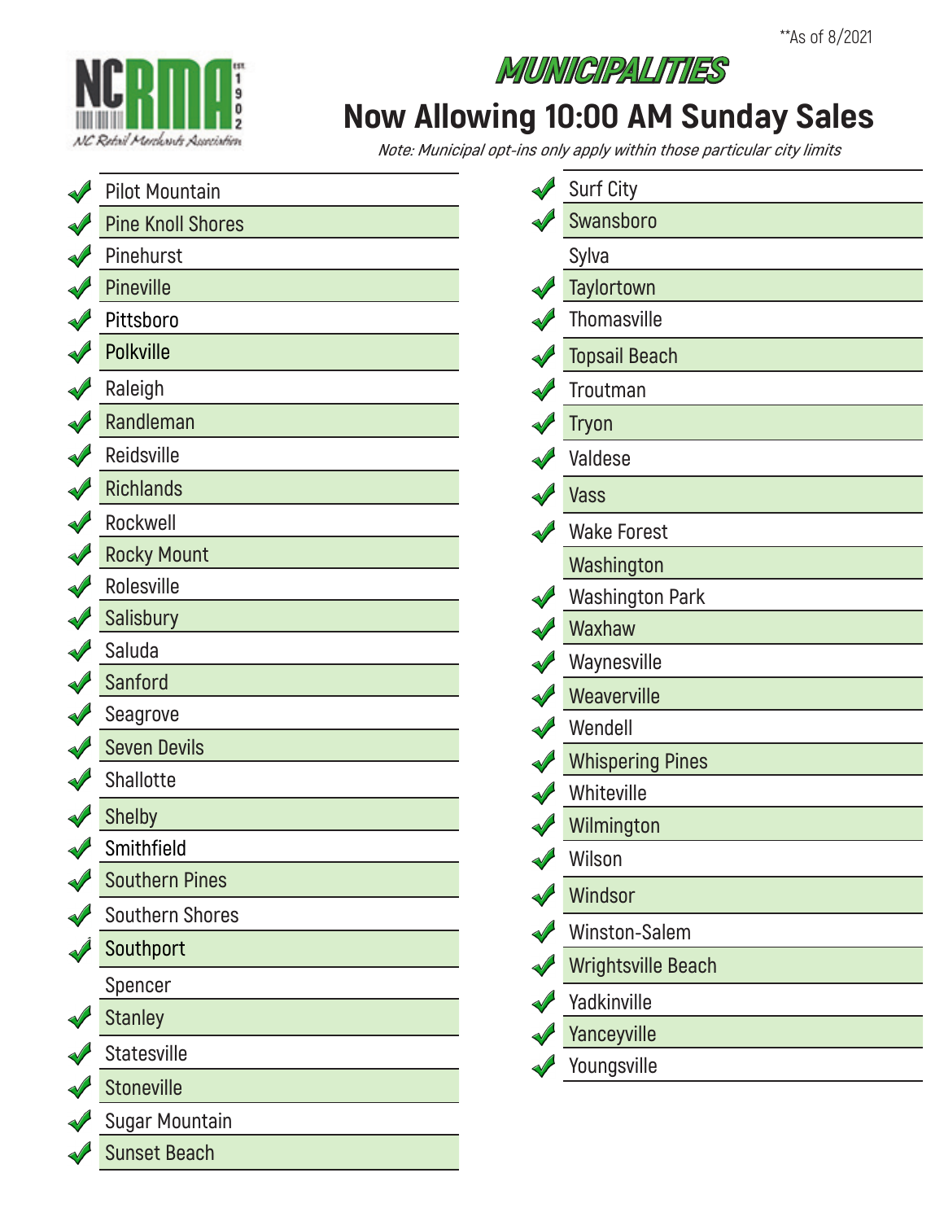**As of 8/2021

NCRMA est. 1902 — NC Retail Merchants Association

# MUNICIPALITIES

## Now Allowing 10:00 AM Sunday Sales

*Note: Municipal opt-ins only apply within those particular city limits*

| Opt-in | Municipality |
|---|---|
| ✔ | Pilot Mountain |
| ✔ | Pine Knoll Shores |
| ✔ | Pinehurst |
| ✔ | Pineville |
| ✔ | Pittsboro |
| ✔ | Polkville |
| ✔ | Raleigh |
| ✔ | Randleman |
| ✔ | Reidsville |
| ✔ | Richlands |
| ✔ | Rockwell |
| ✔ | Rocky Mount |
| ✔ | Rolesville |
| ✔ | Salisbury |
| ✔ | Saluda |
| ✔ | Sanford |
| ✔ | Seagrove |
| ✔ | Seven Devils |
| ✔ | Shallotte |
| ✔ | Shelby |
| ✔ | Smithfield |
| ✔ | Southern Pines |
| ✔ | Southern Shores |
| ✔ | Southport |
| | Spencer |
| ✔ | Stanley |
| ✔ | Statesville |
| ✔ | Stoneville |
| ✔ | Sugar Mountain |
| ✔ | Sunset Beach |
| ✔ | Surf City |
| ✔ | Swansboro |
| | Sylva |
| ✔ | Taylortown |
| ✔ | Thomasville |
| ✔ | Topsail Beach |
| ✔ | Troutman |
| ✔ | Tryon |
| ✔ | Valdese |
| ✔ | Vass |
| ✔ | Wake Forest |
| | Washington |
| ✔ | Washington Park |
| ✔ | Waxhaw |
| ✔ | Waynesville |
| ✔ | Weaverville |
| ✔ | Wendell |
| ✔ | Whispering Pines |
| ✔ | Whiteville |
| ✔ | Wilmington |
| ✔ | Wilson |
| ✔ | Windsor |
| ✔ | Winston-Salem |
| ✔ | Wrightsville Beach |
| ✔ | Yadkinville |
| ✔ | Yanceyville |
| ✔ | Youngsville |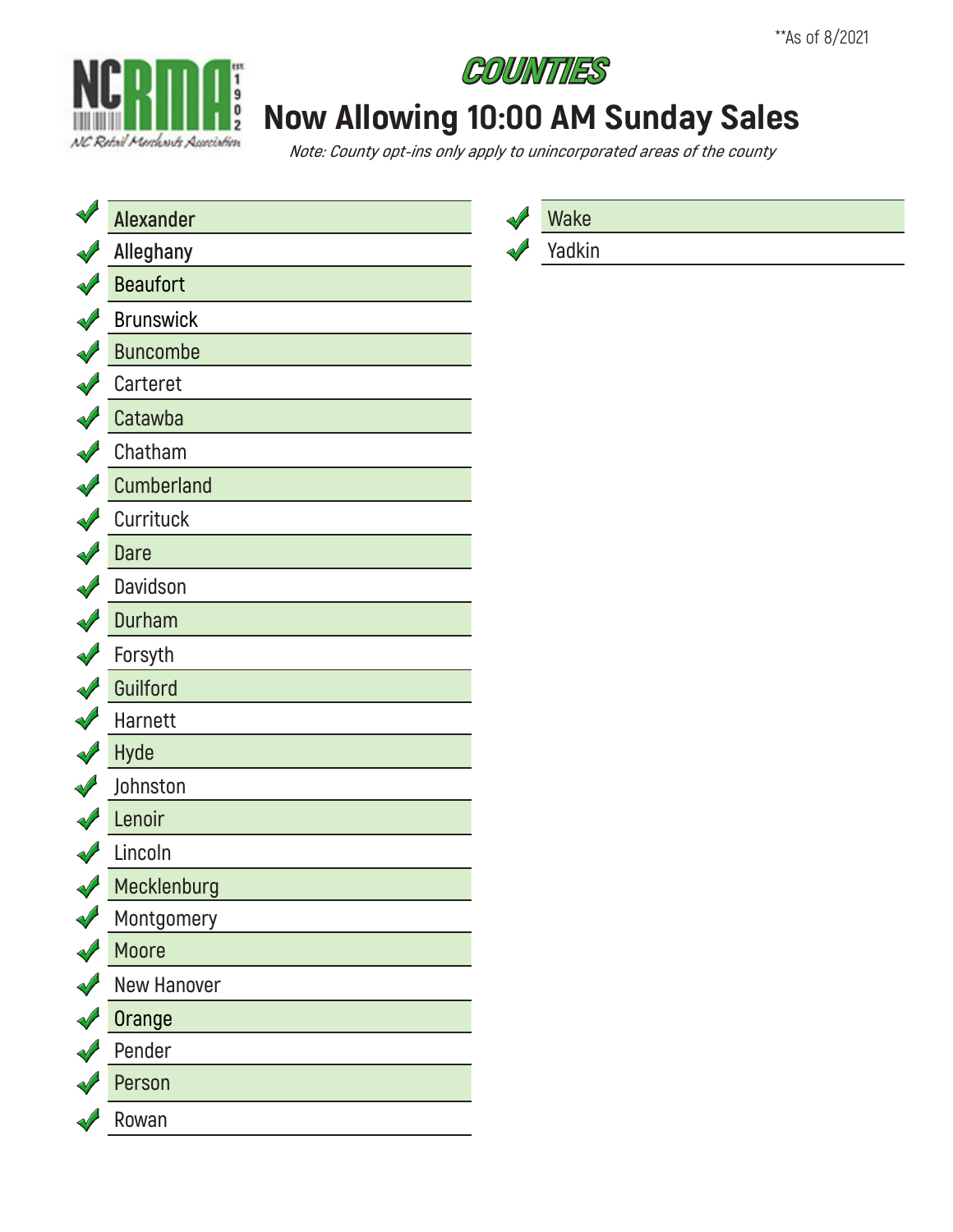**As of 8/2021

NCRMA est. 1902
NC Retail Merchants Association

## COUNTIES

# Now Allowing 10:00 AM Sunday Sales

*Note: County opt-ins only apply to unincorporated areas of the county*

- ✓ Alexander
- ✓ Alleghany
- ✓ Beaufort
- ✓ Brunswick
- ✓ Buncombe
- ✓ Carteret
- ✓ Catawba
- ✓ Chatham
- ✓ Cumberland
- ✓ Currituck
- ✓ Dare
- ✓ Davidson
- ✓ Durham
- ✓ Forsyth
- ✓ Guilford
- ✓ Harnett
- ✓ Hyde
- ✓ Johnston
- ✓ Lenoir
- ✓ Lincoln
- ✓ Mecklenburg
- ✓ Montgomery
- ✓ Moore
- ✓ New Hanover
- ✓ Orange
- ✓ Pender
- ✓ Person
- ✓ Rowan
- ✓ Wake
- ✓ Yadkin